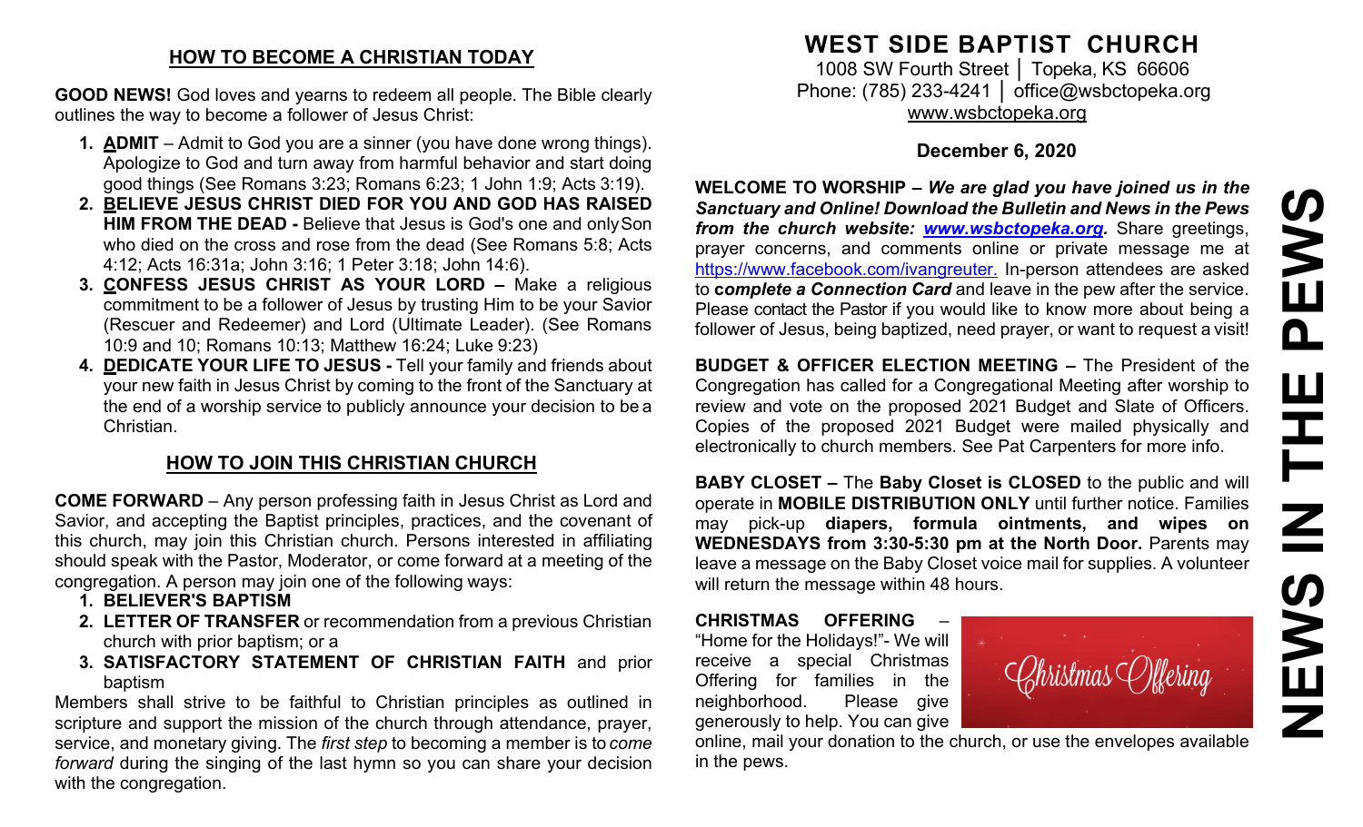## HOW TO BECOME A CHRISTIAN TODAY

**GOOD NEWS!** God loves and yearns to redeem all people. The Bible clearly outlines the way to become a follower of Jesus Christ:

1. **ADMIT** – Admit to God you are a sinner (you have done wrong things). Apologize to God and turn away from harmful behavior and start doing good things (See Romans 3:23; Romans 6:23; 1 John 1:9; Acts 3:19).
2. **BELIEVE JESUS CHRIST DIED FOR YOU AND GOD HAS RAISED HIM FROM THE DEAD -** Believe that Jesus is God's one and only Son who died on the cross and rose from the dead (See Romans 5:8; Acts 4:12; Acts 16:31a; John 3:16; 1 Peter 3:18; John 14:6).
3. **CONFESS JESUS CHRIST AS YOUR LORD –** Make a religious commitment to be a follower of Jesus by trusting Him to be your Savior (Rescuer and Redeemer) and Lord (Ultimate Leader). (See Romans 10:9 and 10; Romans 10:13; Matthew 16:24; Luke 9:23)
4. **DEDICATE YOUR LIFE TO JESUS -** Tell your family and friends about your new faith in Jesus Christ by coming to the front of the Sanctuary at the end of a worship service to publicly announce your decision to be a Christian.

## HOW TO JOIN THIS CHRISTIAN CHURCH

**COME FORWARD** – Any person professing faith in Jesus Christ as Lord and Savior, and accepting the Baptist principles, practices, and the covenant of this church, may join this Christian church. Persons interested in affiliating should speak with the Pastor, Moderator, or come forward at a meeting of the congregation. A person may join one of the following ways:

1. **BELIEVER'S BAPTISM**
2. **LETTER OF TRANSFER** or recommendation from a previous Christian church with prior baptism; or a
3. **SATISFACTORY STATEMENT OF CHRISTIAN FAITH** and prior baptism

Members shall strive to be faithful to Christian principles as outlined in scripture and support the mission of the church through attendance, prayer, service, and monetary giving. The *first step* to becoming a member is to *come forward* during the singing of the last hymn so you can share your decision with the congregation.

# WEST SIDE BAPTIST CHURCH

1008 SW Fourth Street │ Topeka, KS 66606
Phone: (785) 233-4241 │ office@wsbctopeka.org
www.wsbctopeka.org

**December 6, 2020**

# NEWS IN THE PEWS

**WELCOME TO WORSHIP –** ***We are glad you have joined us in the Sanctuary and Online! Download the Bulletin and News in the Pews from the church website: www.wsbctopeka.org.*** Share greetings, prayer concerns, and comments online or private message me at https://www.facebook.com/ivangreuter. In-person attendees are asked to ***complete a Connection Card*** and leave in the pew after the service. Please contact the Pastor if you would like to know more about being a follower of Jesus, being baptized, need prayer, or want to request a visit!

**BUDGET & OFFICER ELECTION MEETING –** The President of the Congregation has called for a Congregational Meeting after worship to review and vote on the proposed 2021 Budget and Slate of Officers. Copies of the proposed 2021 Budget were mailed physically and electronically to church members. See Pat Carpenters for more info.

**BABY CLOSET –** The **Baby Closet is CLOSED** to the public and will operate in **MOBILE DISTRIBUTION ONLY** until further notice. Families may pick-up **diapers, formula ointments, and wipes on WEDNESDAYS from 3:30-5:30 pm at the North Door.** Parents may leave a message on the Baby Closet voice mail for supplies. A volunteer will return the message within 48 hours.

**CHRISTMAS OFFERING** – "Home for the Holidays!"- We will receive a special Christmas Offering for families in the neighborhood. Please give generously to help. You can give online, mail your donation to the church, or use the envelopes available in the pews.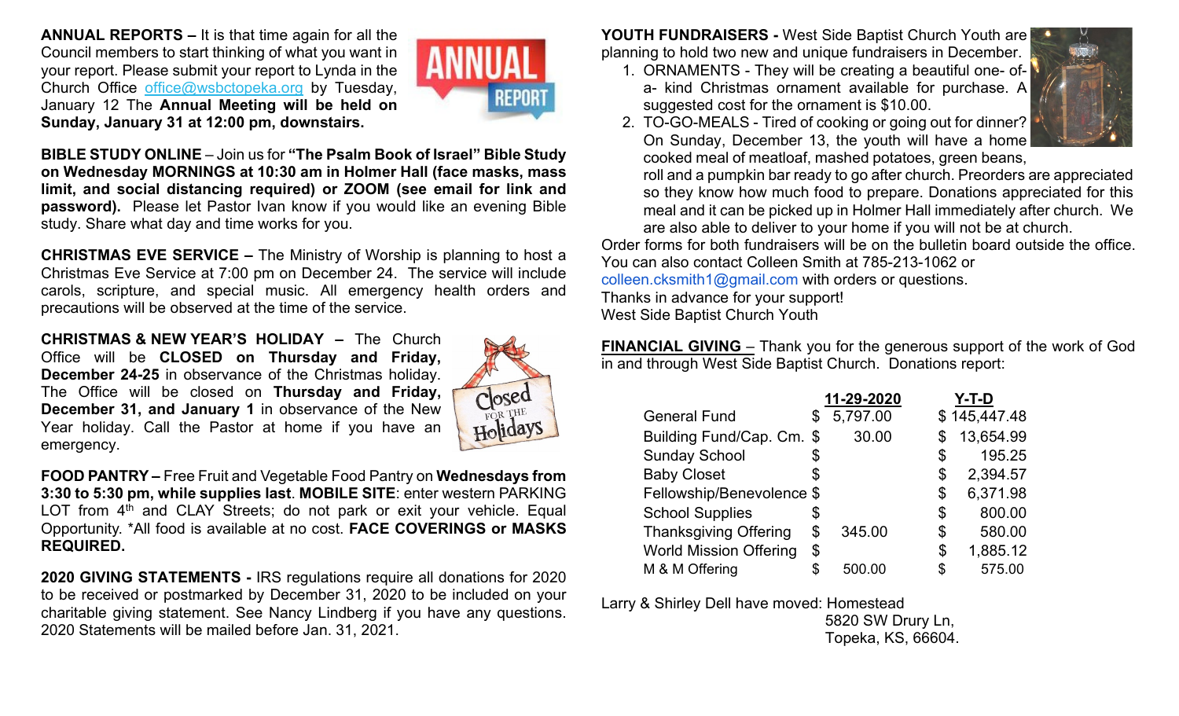**ANNUAL REPORTS –** It is that time again for all the Council members to start thinking of what you want in your report. Please submit your report to Lynda in the Church Office office@wsbctopeka.org by Tuesday, January 12 The **Annual Meeting will be held on Sunday, January 31 at 12:00 pm, downstairs.**

**BIBLE STUDY ONLINE** – Join us for **"The Psalm Book of Israel" Bible Study on Wednesday MORNINGS at 10:30 am in Holmer Hall (face masks, mass limit, and social distancing required) or ZOOM (see email for link and password).** Please let Pastor Ivan know if you would like an evening Bible study. Share what day and time works for you.

**CHRISTMAS EVE SERVICE –** The Ministry of Worship is planning to host a Christmas Eve Service at 7:00 pm on December 24. The service will include carols, scripture, and special music. All emergency health orders and precautions will be observed at the time of the service.

**CHRISTMAS & NEW YEAR'S HOLIDAY –** The Church Office will be **CLOSED on Thursday and Friday, December 24-25** in observance of the Christmas holiday. The Office will be closed on **Thursday and Friday, December 31, and January 1** in observance of the New Year holiday. Call the Pastor at home if you have an emergency.

**FOOD PANTRY –** Free Fruit and Vegetable Food Pantry on **Wednesdays from 3:30 to 5:30 pm, while supplies last**. **MOBILE SITE**: enter western PARKING LOT from 4th and CLAY Streets; do not park or exit your vehicle. Equal Opportunity. *All food is available at no cost. **FACE COVERINGS or MASKS REQUIRED.**

**2020 GIVING STATEMENTS -** IRS regulations require all donations for 2020 to be received or postmarked by December 31, 2020 to be included on your charitable giving statement. See Nancy Lindberg if you have any questions. 2020 Statements will be mailed before Jan. 31, 2021.

**YOUTH FUNDRAISERS -** West Side Baptist Church Youth are planning to hold two new and unique fundraisers in December.

1. ORNAMENTS - They will be creating a beautiful one- of-a- kind Christmas ornament available for purchase. A suggested cost for the ornament is $10.00.
2. TO-GO-MEALS - Tired of cooking or going out for dinner? On Sunday, December 13, the youth will have a home cooked meal of meatloaf, mashed potatoes, green beans, roll and a pumpkin bar ready to go after church. Preorders are appreciated so they know how much food to prepare. Donations appreciated for this meal and it can be picked up in Holmer Hall immediately after church. We are also able to deliver to your home if you will not be at church.

Order forms for both fundraisers will be on the bulletin board outside the office. You can also contact Colleen Smith at 785-213-1062 or colleen.cksmith1@gmail.com with orders or questions.
Thanks in advance for your support!
West Side Baptist Church Youth

**FINANCIAL GIVING** – Thank you for the generous support of the work of God in and through West Side Baptist Church. Donations report:

| | 11-29-2020 | Y-T-D |
|---|---|---|
| General Fund | $ 5,797.00 | $ 145,447.48 |
| Building Fund/Cap. Cm. | $ 30.00 | $ 13,654.99 |
| Sunday School | $ | $ 195.25 |
| Baby Closet | $ | $ 2,394.57 |
| Fellowship/Benevolence | $ | $ 6,371.98 |
| School Supplies | $ | $ 800.00 |
| Thanksgiving Offering | $ 345.00 | $ 580.00 |
| World Mission Offering | $ | $ 1,885.12 |
| M & M Offering | $ 500.00 | $ 575.00 |

Larry & Shirley Dell have moved: Homestead
5820 SW Drury Ln,
Topeka, KS, 66604.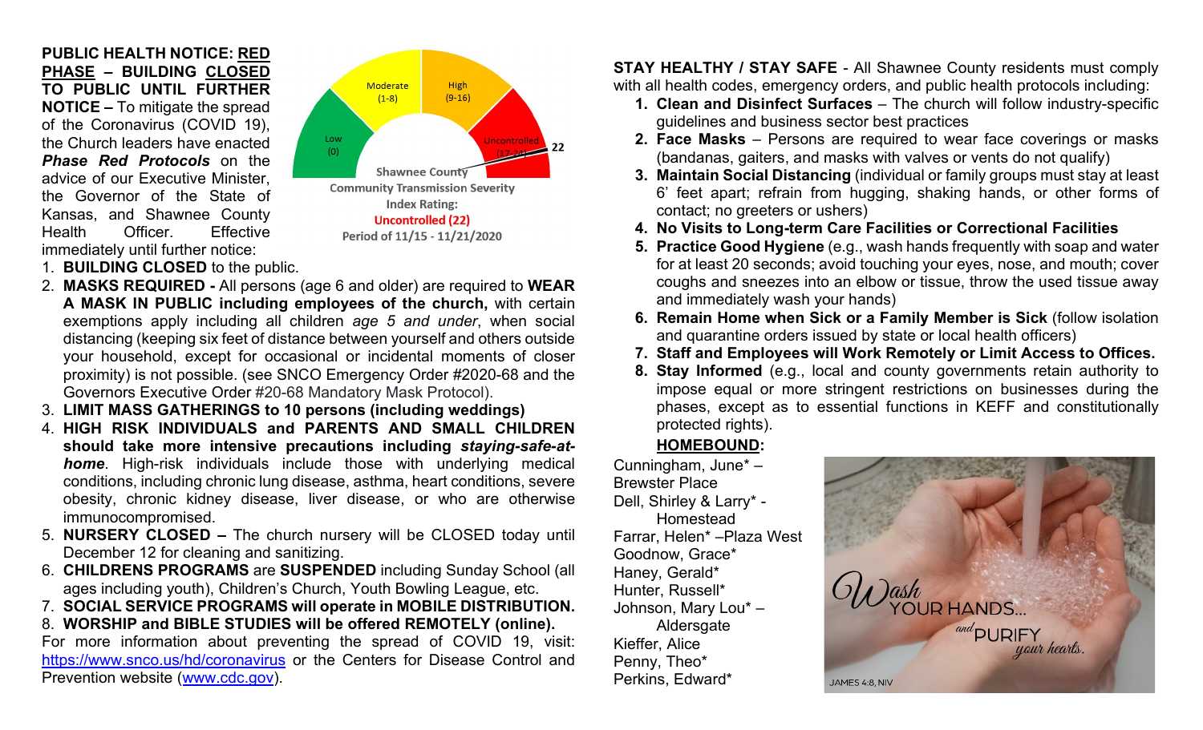**PUBLIC HEALTH NOTICE: RED PHASE – BUILDING CLOSED TO PUBLIC UNTIL FURTHER NOTICE –** To mitigate the spread of the Coronavirus (COVID 19), the Church leaders have enacted ***Phase Red Protocols*** on the advice of our Executive Minister, the Governor of the State of Kansas, and Shawnee County Health Officer. Effective immediately until further notice:

Low (0) | Moderate (1-8) | High (9-16) | Uncontrolled (17-24) | 22

Shawnee County Community Transmission Severity Index Rating: **Uncontrolled (22)**
Period of 11/15 - 11/21/2020

1. **BUILDING CLOSED** to the public.
2. **MASKS REQUIRED -** All persons (age 6 and older) are required to **WEAR A MASK IN PUBLIC including employees of the church,** with certain exemptions apply including all children *age 5 and under*, when social distancing (keeping six feet of distance between yourself and others outside your household, except for occasional or incidental moments of closer proximity) is not possible. (see SNCO Emergency Order #2020-68 and the Governors Executive Order #20-68 Mandatory Mask Protocol).
3. **LIMIT MASS GATHERINGS to 10 persons (including weddings)**
4. **HIGH RISK INDIVIDUALS and PARENTS AND SMALL CHILDREN should take more intensive precautions including *staying-safe-at-home***. High-risk individuals include those with underlying medical conditions, including chronic lung disease, asthma, heart conditions, severe obesity, chronic kidney disease, liver disease, or who are otherwise immunocompromised.
5. **NURSERY CLOSED –** The church nursery will be CLOSED today until December 12 for cleaning and sanitizing.
6. **CHILDRENS PROGRAMS** are **SUSPENDED** including Sunday School (all ages including youth), Children's Church, Youth Bowling League, etc.
7. **SOCIAL SERVICE PROGRAMS will operate in MOBILE DISTRIBUTION.**
8. **WORSHIP and BIBLE STUDIES will be offered REMOTELY (online).**

For more information about preventing the spread of COVID 19, visit: https://www.snco.us/hd/coronavirus or the Centers for Disease Control and Prevention website (www.cdc.gov).

**STAY HEALTHY / STAY SAFE** - All Shawnee County residents must comply with all health codes, emergency orders, and public health protocols including:

1. **Clean and Disinfect Surfaces** – The church will follow industry-specific guidelines and business sector best practices
2. **Face Masks** – Persons are required to wear face coverings or masks (bandanas, gaiters, and masks with valves or vents do not qualify)
3. **Maintain Social Distancing** (individual or family groups must stay at least 6' feet apart; refrain from hugging, shaking hands, or other forms of contact; no greeters or ushers)
4. **No Visits to Long-term Care Facilities or Correctional Facilities**
5. **Practice Good Hygiene** (e.g., wash hands frequently with soap and water for at least 20 seconds; avoid touching your eyes, nose, and mouth; cover coughs and sneezes into an elbow or tissue, throw the used tissue away and immediately wash your hands)
6. **Remain Home when Sick or a Family Member is Sick** (follow isolation and quarantine orders issued by state or local health officers)
7. **Staff and Employees will Work Remotely or Limit Access to Offices.**
8. **Stay Informed** (e.g., local and county governments retain authority to impose equal or more stringent restrictions on businesses during the phases, except as to essential functions in KEFF and constitutionally protected rights).

**HOMEBOUND:**

Cunningham, June* – Brewster Place
Dell, Shirley & Larry* - Homestead
Farrar, Helen* –Plaza West
Goodnow, Grace*
Haney, Gerald*
Hunter, Russell*
Johnson, Mary Lou* – Aldersgate
Kieffer, Alice
Penny, Theo*
Perkins, Edward*

Wash YOUR HANDS... and PURIFY your hearts.
JAMES 4:8, NIV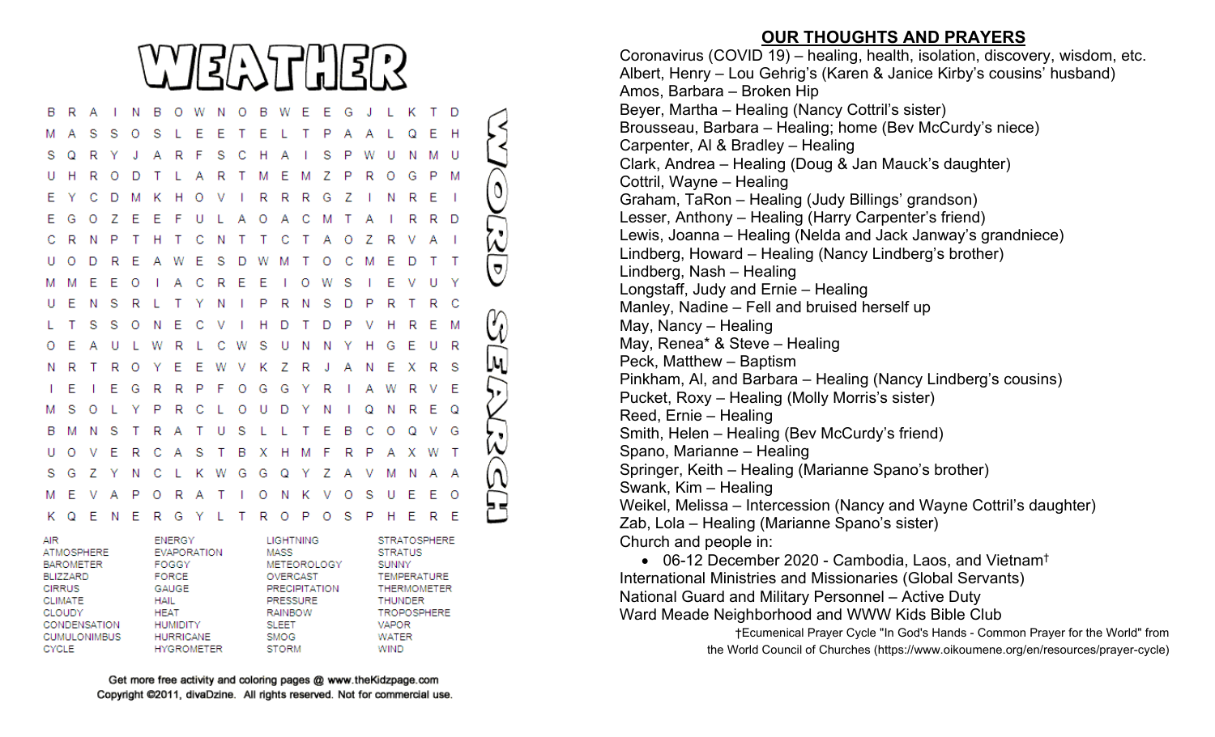# WEATHER WORD SEARCH

```
B R A I N B O W N O B W E E G J L K T D
M A S S O S L E E T E L T P A A L Q E H
S Q R Y J A R F S C H A I S P W U N M U
U H R O D T L A R T M E M Z P R O G P M
E Y C D M K H O V I R R R G Z I N R E I
E G O Z E E F U L A O A C M T A I R R D
C R N P T H T C N T T C T A O Z R V A I
U O D R E A W E S D W M T O C M E D T T
M M E E O I A C R E E I O W S I E V U Y
U E N S R L T Y N I P R N S D P R T R C
L T S S O N E C V I H D T D P V H R E M
O E A U L W R L C W S U N N Y H G E U R
N R T R O Y E E W V K Z R J A N E X R S
I E I E G R R P F O G G Y R I A W R V E
M S O L Y P R C L O U D Y N I Q N R E Q
B M N S T R A T U S L L T E B C O Q V G
U O V E R C A S T B X H M F R P A X W T
S G Z Y N C L K W G G Q Y Z A V M N A A
M E V A P O R A T I O N K V O S U E E O
K Q E N E R G Y L T R O P O S P H E R E
```

| | | | |
|---|---|---|---|
| AIR | ENERGY | LIGHTNING | STRATOSPHERE |
| ATMOSPHERE | EVAPORATION | MASS | STRATUS |
| BAROMETER | FOGGY | METEOROLOGY | SUNNY |
| BLIZZARD | FORCE | OVERCAST | TEMPERATURE |
| CIRRUS | GAUGE | PRECIPITATION | THERMOMETER |
| CLIMATE | HAIL | PRESSURE | THUNDER |
| CLOUDY | HEAT | RAINBOW | TROPOSPHERE |
| CONDENSATION | HUMIDITY | SLEET | VAPOR |
| CUMULONIMBUS | HURRICANE | SMOG | WATER |
| CYCLE | HYGROMETER | STORM | WIND |

Get more free activity and coloring pages @ www.theKidzpage.com
Copyright ©2011, divaDzine. All rights reserved. Not for commercial use.

## OUR THOUGHTS AND PRAYERS

Coronavirus (COVID 19) – healing, health, isolation, discovery, wisdom, etc.
Albert, Henry – Lou Gehrig's (Karen & Janice Kirby's cousins' husband)
Amos, Barbara – Broken Hip
Beyer, Martha – Healing (Nancy Cottril's sister)
Brousseau, Barbara – Healing; home (Bev McCurdy's niece)
Carpenter, Al & Bradley – Healing
Clark, Andrea – Healing (Doug & Jan Mauck's daughter)
Cottril, Wayne – Healing
Graham, TaRon – Healing (Judy Billings' grandson)
Lesser, Anthony – Healing (Harry Carpenter's friend)
Lewis, Joanna – Healing (Nelda and Jack Janway's grandniece)
Lindberg, Howard – Healing (Nancy Lindberg's brother)
Lindberg, Nash – Healing
Longstaff, Judy and Ernie – Healing
Manley, Nadine – Fell and bruised herself up
May, Nancy – Healing
May, Renea* & Steve – Healing
Peck, Matthew – Baptism
Pinkham, Al, and Barbara – Healing (Nancy Lindberg's cousins)
Pucket, Roxy – Healing (Molly Morris's sister)
Reed, Ernie – Healing
Smith, Helen – Healing (Bev McCurdy's friend)
Spano, Marianne – Healing
Springer, Keith – Healing (Marianne Spano's brother)
Swank, Kim – Healing
Weikel, Melissa – Intercession (Nancy and Wayne Cottril's daughter)
Zab, Lola – Healing (Marianne Spano's sister)
Church and people in:

- 06-12 December 2020 - Cambodia, Laos, and Vietnam†

International Ministries and Missionaries (Global Servants)
National Guard and Military Personnel – Active Duty
Ward Meade Neighborhood and WWW Kids Bible Club

†Ecumenical Prayer Cycle "In God's Hands - Common Prayer for the World" from the World Council of Churches (https://www.oikoumene.org/en/resources/prayer-cycle)